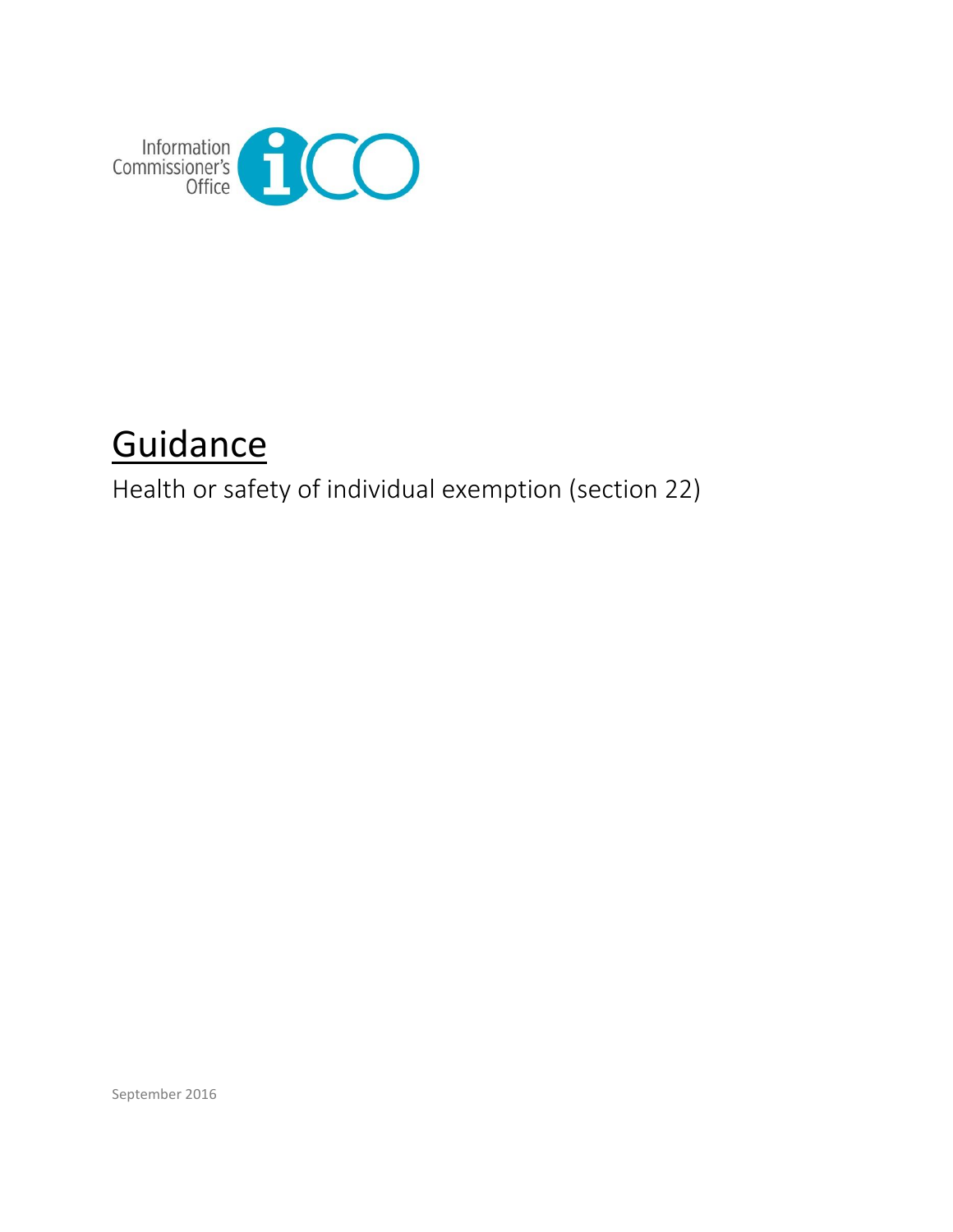Information Commissioner's Office

# Guidance

Health or safety of individual exemption (section 22)

September 2016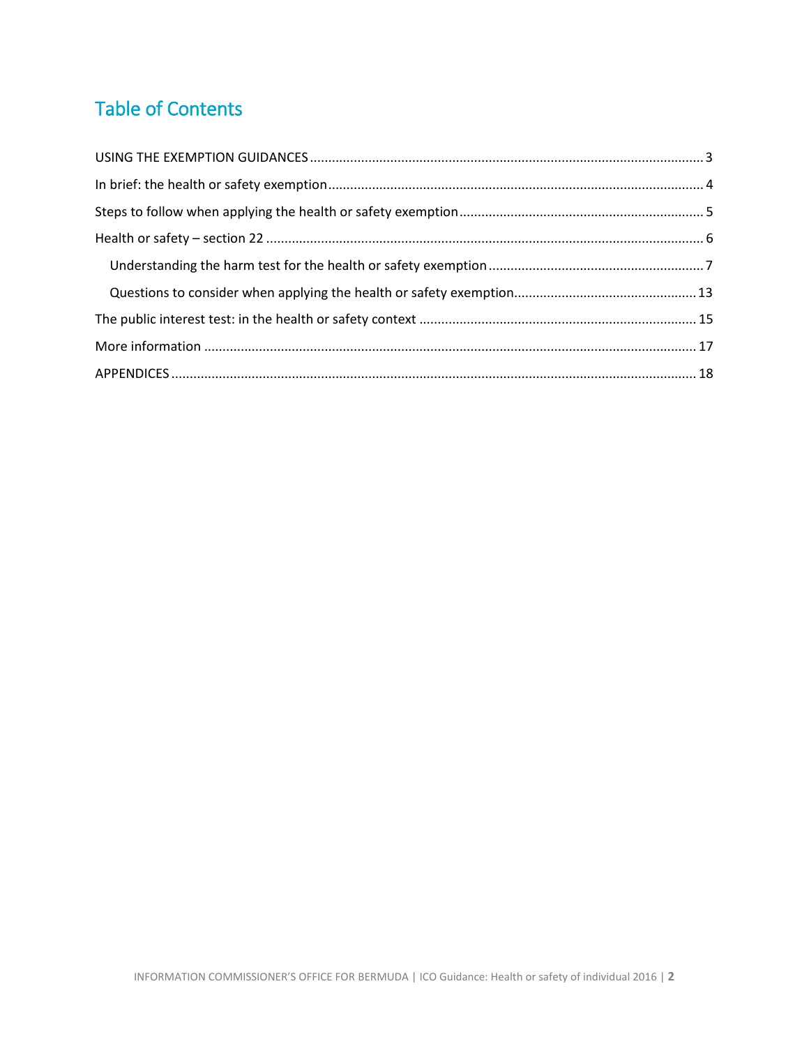# Table of Contents

USING THE EXEMPTION GUIDANCES ........................................................ 3

In brief: the health or safety exemption ........................................................ 4

Steps to follow when applying the health or safety exemption ........................................................ 5

Health or safety – section 22 ........................................................ 6

- Understanding the harm test for the health or safety exemption ........................................................ 7
- Questions to consider when applying the health or safety exemption ........................................................ 13

The public interest test: in the health or safety context ........................................................ 15

More information ........................................................ 17

APPENDICES ........................................................ 18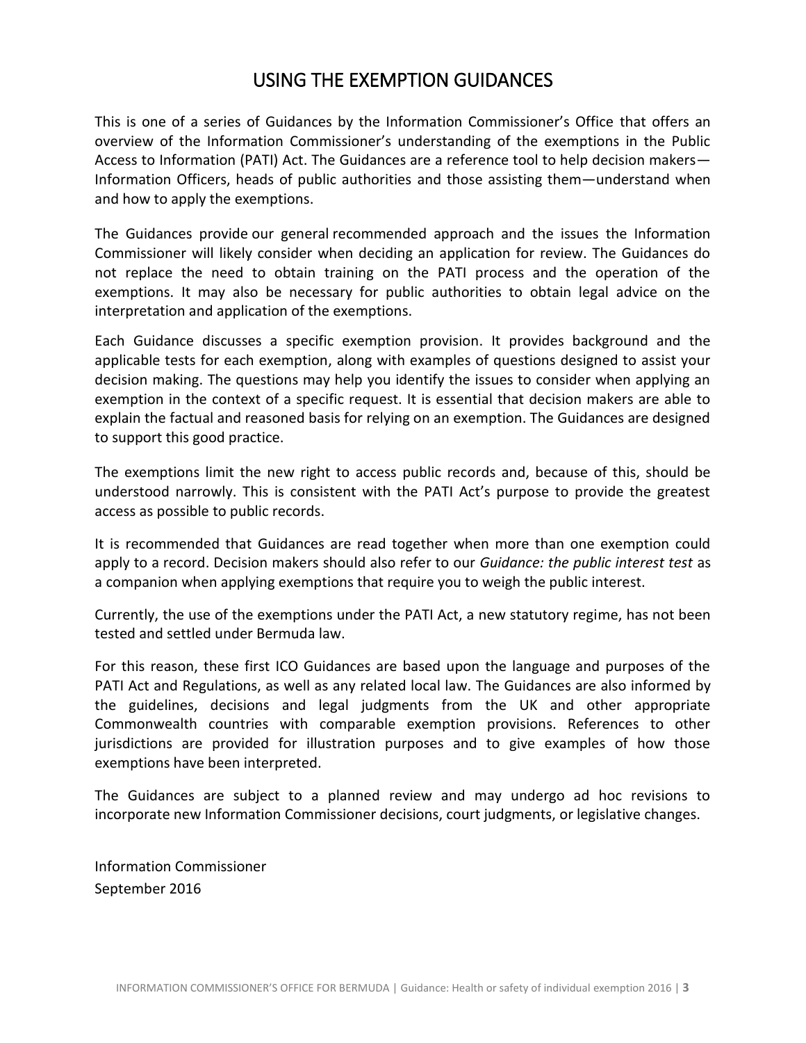# USING THE EXEMPTION GUIDANCES

This is one of a series of Guidances by the Information Commissioner's Office that offers an overview of the Information Commissioner's understanding of the exemptions in the Public Access to Information (PATI) Act. The Guidances are a reference tool to help decision makers—Information Officers, heads of public authorities and those assisting them—understand when and how to apply the exemptions.

The Guidances provide our general recommended approach and the issues the Information Commissioner will likely consider when deciding an application for review. The Guidances do not replace the need to obtain training on the PATI process and the operation of the exemptions. It may also be necessary for public authorities to obtain legal advice on the interpretation and application of the exemptions.

Each Guidance discusses a specific exemption provision. It provides background and the applicable tests for each exemption, along with examples of questions designed to assist your decision making. The questions may help you identify the issues to consider when applying an exemption in the context of a specific request. It is essential that decision makers are able to explain the factual and reasoned basis for relying on an exemption. The Guidances are designed to support this good practice.

The exemptions limit the new right to access public records and, because of this, should be understood narrowly. This is consistent with the PATI Act's purpose to provide the greatest access as possible to public records.

It is recommended that Guidances are read together when more than one exemption could apply to a record. Decision makers should also refer to our *Guidance: the public interest test* as a companion when applying exemptions that require you to weigh the public interest.

Currently, the use of the exemptions under the PATI Act, a new statutory regime, has not been tested and settled under Bermuda law.

For this reason, these first ICO Guidances are based upon the language and purposes of the PATI Act and Regulations, as well as any related local law. The Guidances are also informed by the guidelines, decisions and legal judgments from the UK and other appropriate Commonwealth countries with comparable exemption provisions. References to other jurisdictions are provided for illustration purposes and to give examples of how those exemptions have been interpreted.

The Guidances are subject to a planned review and may undergo ad hoc revisions to incorporate new Information Commissioner decisions, court judgments, or legislative changes.

Information Commissioner
September 2016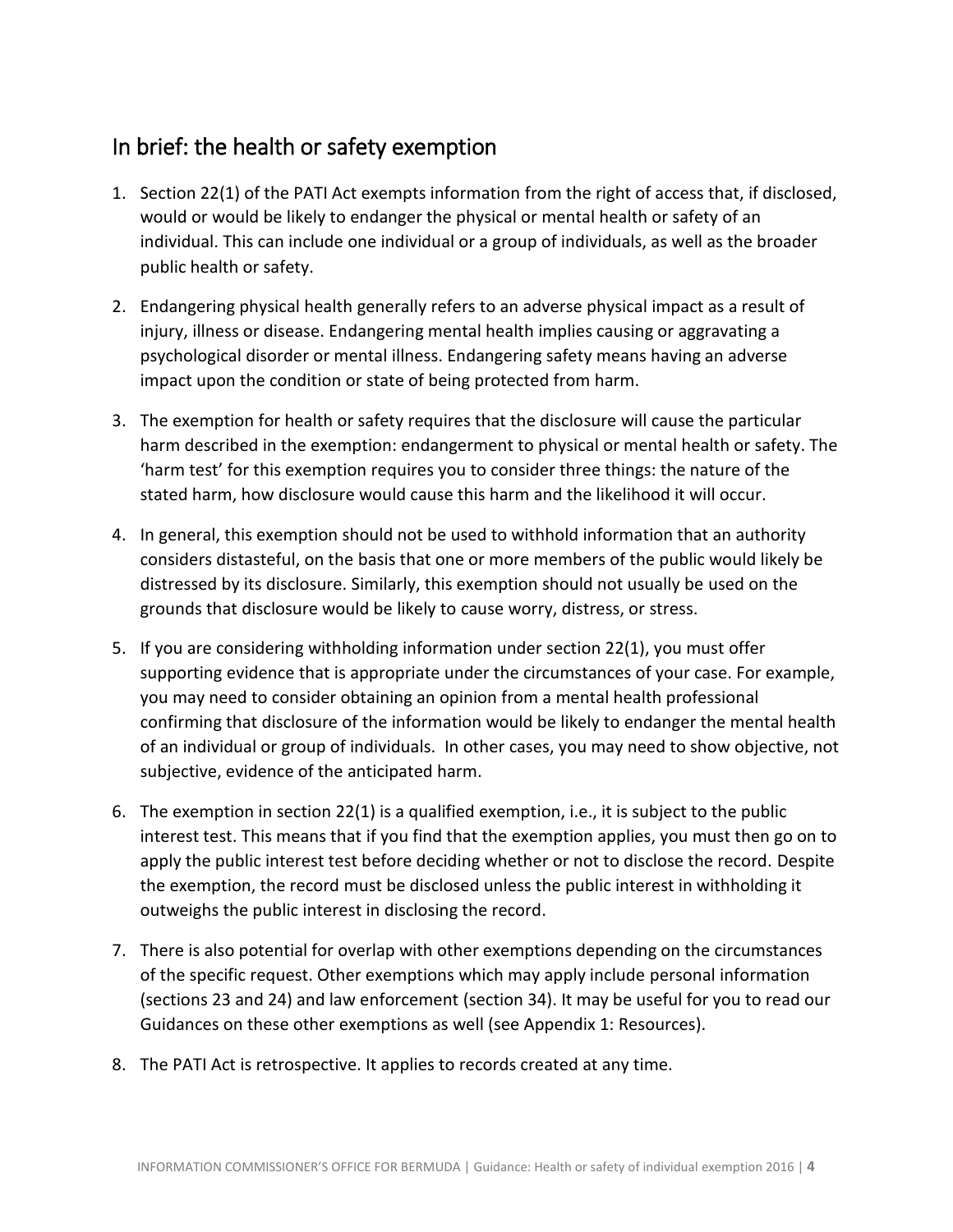## In brief: the health or safety exemption

1. Section 22(1) of the PATI Act exempts information from the right of access that, if disclosed, would or would be likely to endanger the physical or mental health or safety of an individual. This can include one individual or a group of individuals, as well as the broader public health or safety.

2. Endangering physical health generally refers to an adverse physical impact as a result of injury, illness or disease. Endangering mental health implies causing or aggravating a psychological disorder or mental illness. Endangering safety means having an adverse impact upon the condition or state of being protected from harm.

3. The exemption for health or safety requires that the disclosure will cause the particular harm described in the exemption: endangerment to physical or mental health or safety. The 'harm test' for this exemption requires you to consider three things: the nature of the stated harm, how disclosure would cause this harm and the likelihood it will occur.

4. In general, this exemption should not be used to withhold information that an authority considers distasteful, on the basis that one or more members of the public would likely be distressed by its disclosure. Similarly, this exemption should not usually be used on the grounds that disclosure would be likely to cause worry, distress, or stress.

5. If you are considering withholding information under section 22(1), you must offer supporting evidence that is appropriate under the circumstances of your case. For example, you may need to consider obtaining an opinion from a mental health professional confirming that disclosure of the information would be likely to endanger the mental health of an individual or group of individuals. In other cases, you may need to show objective, not subjective, evidence of the anticipated harm.

6. The exemption in section 22(1) is a qualified exemption, i.e., it is subject to the public interest test. This means that if you find that the exemption applies, you must then go on to apply the public interest test before deciding whether or not to disclose the record. Despite the exemption, the record must be disclosed unless the public interest in withholding it outweighs the public interest in disclosing the record.

7. There is also potential for overlap with other exemptions depending on the circumstances of the specific request. Other exemptions which may apply include personal information (sections 23 and 24) and law enforcement (section 34). It may be useful for you to read our Guidances on these other exemptions as well (see Appendix 1: Resources).

8. The PATI Act is retrospective. It applies to records created at any time.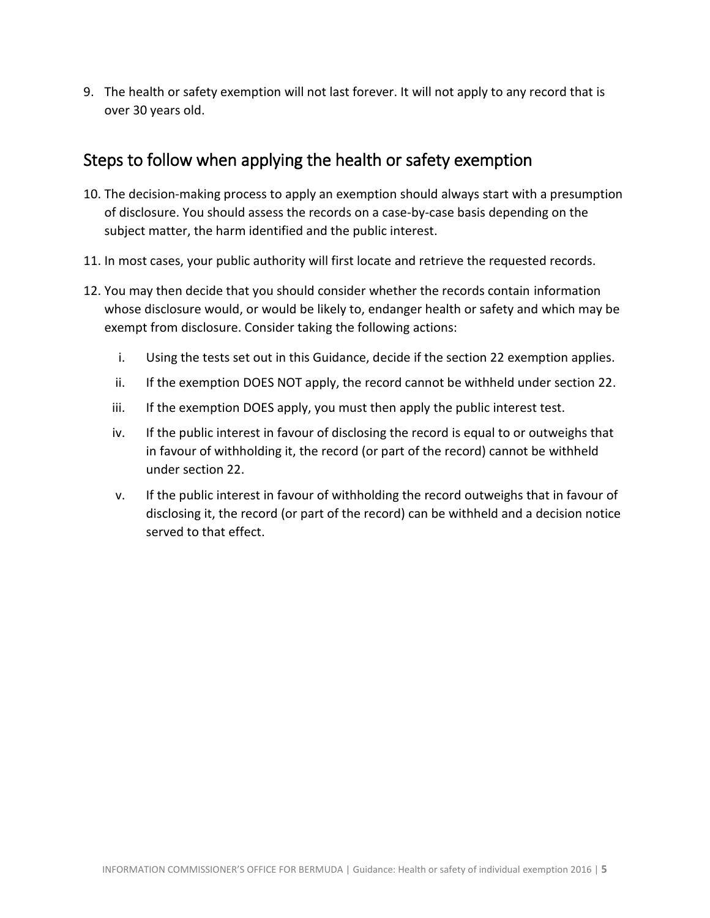9. The health or safety exemption will not last forever. It will not apply to any record that is over 30 years old.

## Steps to follow when applying the health or safety exemption

10. The decision-making process to apply an exemption should always start with a presumption of disclosure. You should assess the records on a case-by-case basis depending on the subject matter, the harm identified and the public interest.

11. In most cases, your public authority will first locate and retrieve the requested records.

12. You may then decide that you should consider whether the records contain information whose disclosure would, or would be likely to, endanger health or safety and which may be exempt from disclosure. Consider taking the following actions:

    i. Using the tests set out in this Guidance, decide if the section 22 exemption applies.

    ii. If the exemption DOES NOT apply, the record cannot be withheld under section 22.

    iii. If the exemption DOES apply, you must then apply the public interest test.

    iv. If the public interest in favour of disclosing the record is equal to or outweighs that in favour of withholding it, the record (or part of the record) cannot be withheld under section 22.

    v. If the public interest in favour of withholding the record outweighs that in favour of disclosing it, the record (or part of the record) can be withheld and a decision notice served to that effect.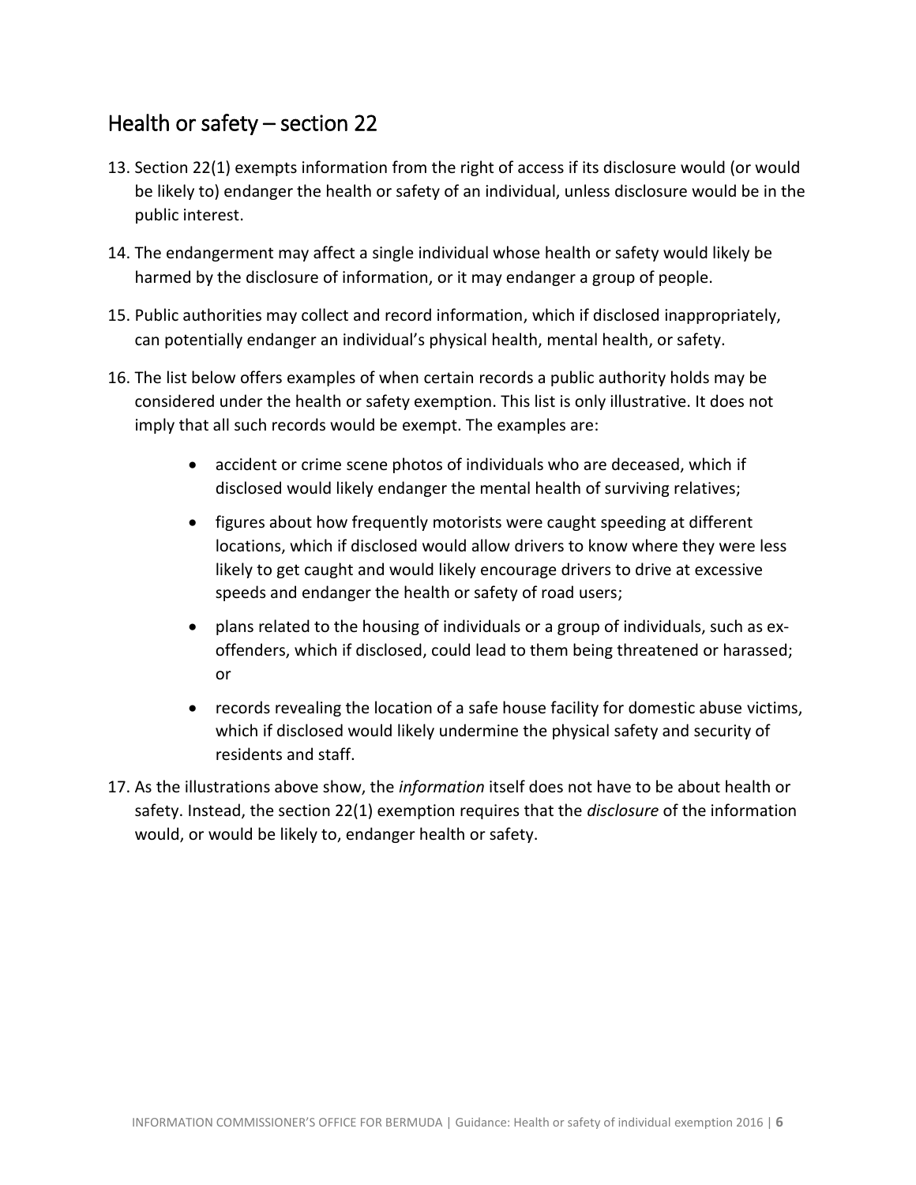## Health or safety – section 22

13. Section 22(1) exempts information from the right of access if its disclosure would (or would be likely to) endanger the health or safety of an individual, unless disclosure would be in the public interest.

14. The endangerment may affect a single individual whose health or safety would likely be harmed by the disclosure of information, or it may endanger a group of people.

15. Public authorities may collect and record information, which if disclosed inappropriately, can potentially endanger an individual's physical health, mental health, or safety.

16. The list below offers examples of when certain records a public authority holds may be considered under the health or safety exemption. This list is only illustrative. It does not imply that all such records would be exempt. The examples are:

    - accident or crime scene photos of individuals who are deceased, which if disclosed would likely endanger the mental health of surviving relatives;
    - figures about how frequently motorists were caught speeding at different locations, which if disclosed would allow drivers to know where they were less likely to get caught and would likely encourage drivers to drive at excessive speeds and endanger the health or safety of road users;
    - plans related to the housing of individuals or a group of individuals, such as ex-offenders, which if disclosed, could lead to them being threatened or harassed; or
    - records revealing the location of a safe house facility for domestic abuse victims, which if disclosed would likely undermine the physical safety and security of residents and staff.

17. As the illustrations above show, the *information* itself does not have to be about health or safety. Instead, the section 22(1) exemption requires that the *disclosure* of the information would, or would be likely to, endanger health or safety.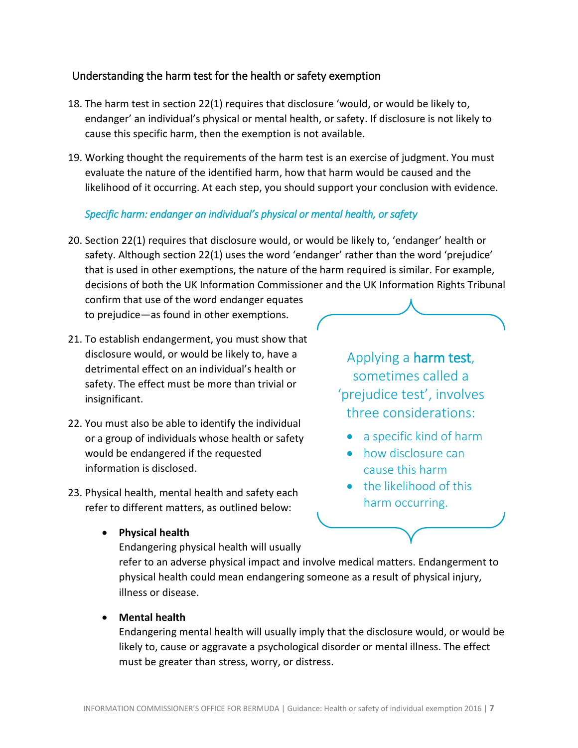## Understanding the harm test for the health or safety exemption

18. The harm test in section 22(1) requires that disclosure 'would, or would be likely to, endanger' an individual's physical or mental health, or safety. If disclosure is not likely to cause this specific harm, then the exemption is not available.

19. Working thought the requirements of the harm test is an exercise of judgment. You must evaluate the nature of the identified harm, how that harm would be caused and the likelihood of it occurring. At each step, you should support your conclusion with evidence.

### *Specific harm: endanger an individual's physical or mental health, or safety*

20. Section 22(1) requires that disclosure would, or would be likely to, 'endanger' health or safety. Although section 22(1) uses the word 'endanger' rather than the word 'prejudice' that is used in other exemptions, the nature of the harm required is similar. For example, decisions of both the UK Information Commissioner and the UK Information Rights Tribunal confirm that use of the word endanger equates to prejudice—as found in other exemptions.

21. To establish endangerment, you must show that disclosure would, or would be likely to, have a detrimental effect on an individual's health or safety. The effect must be more than trivial or insignificant.

22. You must also be able to identify the individual or a group of individuals whose health or safety would be endangered if the requested information is disclosed.

23. Physical health, mental health and safety each refer to different matters, as outlined below:

    - **Physical health**
      Endangering physical health will usually refer to an adverse physical impact and involve medical matters. Endangerment to physical health could mean endangering someone as a result of physical injury, illness or disease.

    - **Mental health**
      Endangering mental health will usually imply that the disclosure would, or would be likely to, cause or aggravate a psychological disorder or mental illness. The effect must be greater than stress, worry, or distress.

> Applying a **harm test**, sometimes called a 'prejudice test', involves three considerations:
>
> - a specific kind of harm
> - how disclosure can cause this harm
> - the likelihood of this harm occurring.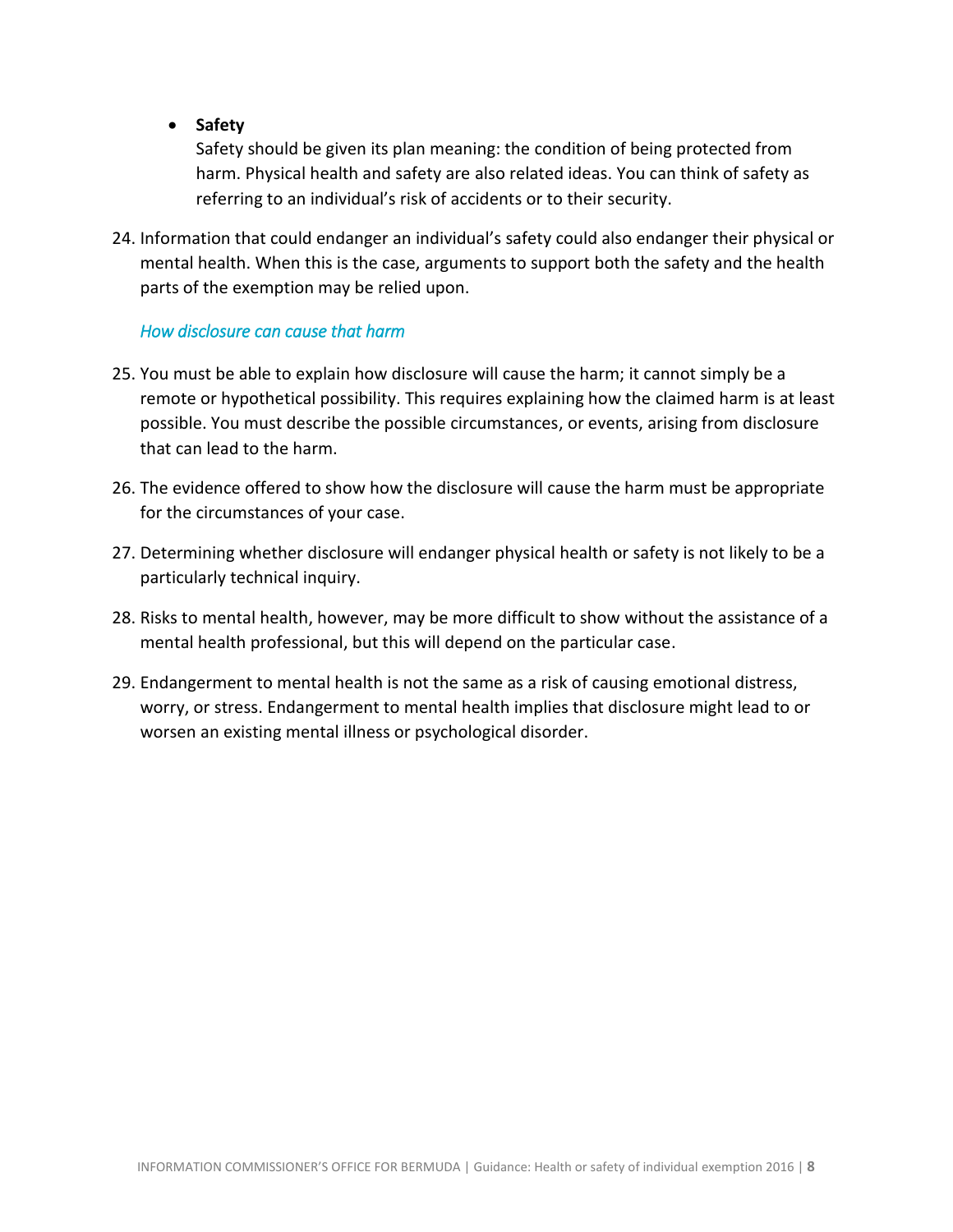- **Safety**

  Safety should be given its plan meaning: the condition of being protected from harm. Physical health and safety are also related ideas. You can think of safety as referring to an individual's risk of accidents or to their security.

24. Information that could endanger an individual's safety could also endanger their physical or mental health. When this is the case, arguments to support both the safety and the health parts of the exemption may be relied upon.

*How disclosure can cause that harm*

25. You must be able to explain how disclosure will cause the harm; it cannot simply be a remote or hypothetical possibility. This requires explaining how the claimed harm is at least possible. You must describe the possible circumstances, or events, arising from disclosure that can lead to the harm.

26. The evidence offered to show how the disclosure will cause the harm must be appropriate for the circumstances of your case.

27. Determining whether disclosure will endanger physical health or safety is not likely to be a particularly technical inquiry.

28. Risks to mental health, however, may be more difficult to show without the assistance of a mental health professional, but this will depend on the particular case.

29. Endangerment to mental health is not the same as a risk of causing emotional distress, worry, or stress. Endangerment to mental health implies that disclosure might lead to or worsen an existing mental illness or psychological disorder.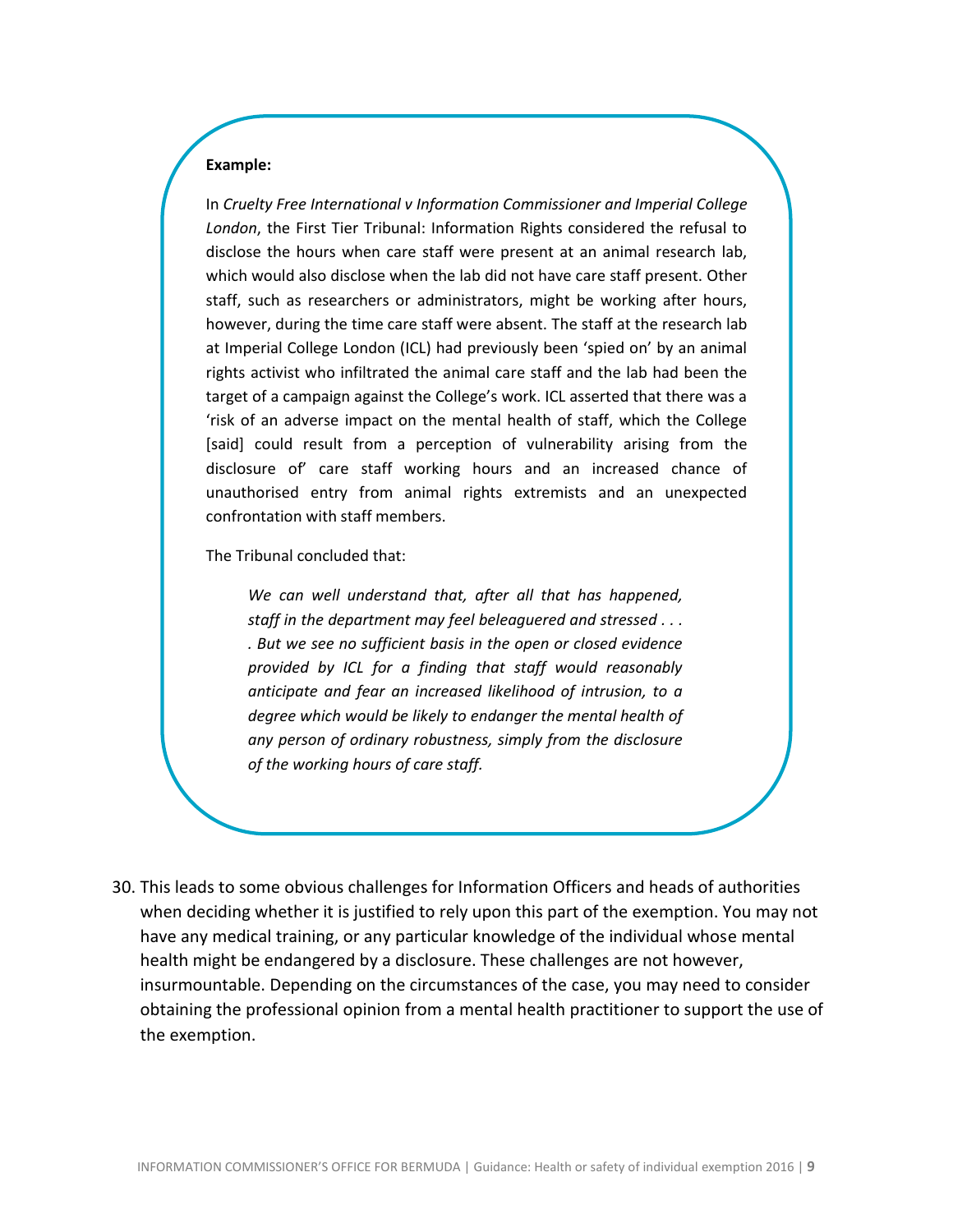**Example:**

In *Cruelty Free International v Information Commissioner and Imperial College London*, the First Tier Tribunal: Information Rights considered the refusal to disclose the hours when care staff were present at an animal research lab, which would also disclose when the lab did not have care staff present. Other staff, such as researchers or administrators, might be working after hours, however, during the time care staff were absent. The staff at the research lab at Imperial College London (ICL) had previously been 'spied on' by an animal rights activist who infiltrated the animal care staff and the lab had been the target of a campaign against the College's work. ICL asserted that there was a 'risk of an adverse impact on the mental health of staff, which the College [said] could result from a perception of vulnerability arising from the disclosure of' care staff working hours and an increased chance of unauthorised entry from animal rights extremists and an unexpected confrontation with staff members.

The Tribunal concluded that:

> *We can well understand that, after all that has happened, staff in the department may feel beleaguered and stressed . . . . But we see no sufficient basis in the open or closed evidence provided by ICL for a finding that staff would reasonably anticipate and fear an increased likelihood of intrusion, to a degree which would be likely to endanger the mental health of any person of ordinary robustness, simply from the disclosure of the working hours of care staff.*

30. This leads to some obvious challenges for Information Officers and heads of authorities when deciding whether it is justified to rely upon this part of the exemption. You may not have any medical training, or any particular knowledge of the individual whose mental health might be endangered by a disclosure. These challenges are not however, insurmountable. Depending on the circumstances of the case, you may need to consider obtaining the professional opinion from a mental health practitioner to support the use of the exemption.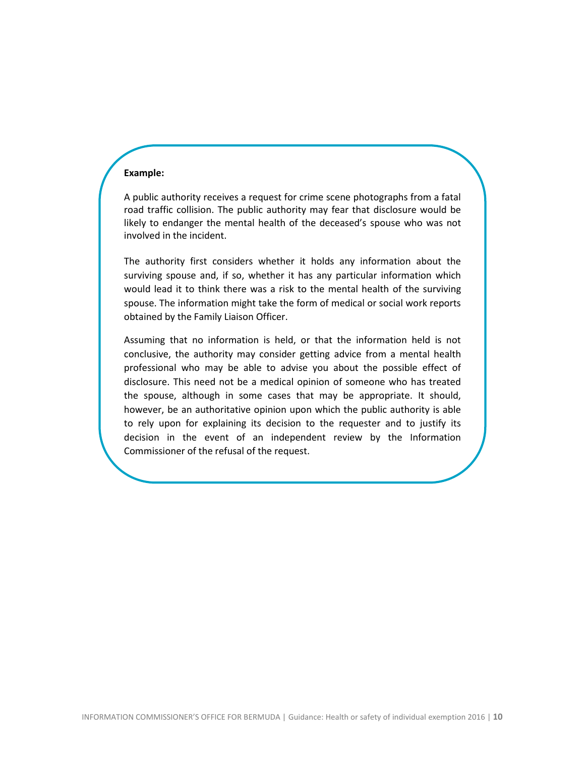**Example:**

A public authority receives a request for crime scene photographs from a fatal road traffic collision. The public authority may fear that disclosure would be likely to endanger the mental health of the deceased's spouse who was not involved in the incident.

The authority first considers whether it holds any information about the surviving spouse and, if so, whether it has any particular information which would lead it to think there was a risk to the mental health of the surviving spouse. The information might take the form of medical or social work reports obtained by the Family Liaison Officer.

Assuming that no information is held, or that the information held is not conclusive, the authority may consider getting advice from a mental health professional who may be able to advise you about the possible effect of disclosure. This need not be a medical opinion of someone who has treated the spouse, although in some cases that may be appropriate. It should, however, be an authoritative opinion upon which the public authority is able to rely upon for explaining its decision to the requester and to justify its decision in the event of an independent review by the Information Commissioner of the refusal of the request.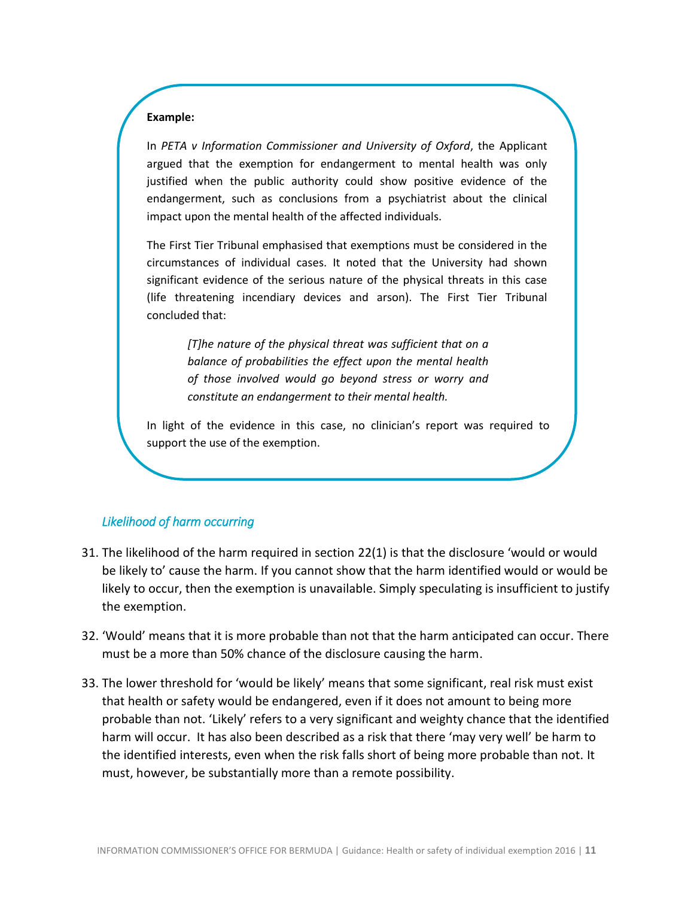**Example:**

In *PETA v Information Commissioner and University of Oxford*, the Applicant argued that the exemption for endangerment to mental health was only justified when the public authority could show positive evidence of the endangerment, such as conclusions from a psychiatrist about the clinical impact upon the mental health of the affected individuals.

The First Tier Tribunal emphasised that exemptions must be considered in the circumstances of individual cases. It noted that the University had shown significant evidence of the serious nature of the physical threats in this case (life threatening incendiary devices and arson). The First Tier Tribunal concluded that:

> *[T]he nature of the physical threat was sufficient that on a balance of probabilities the effect upon the mental health of those involved would go beyond stress or worry and constitute an endangerment to their mental health.*

In light of the evidence in this case, no clinician's report was required to support the use of the exemption.

### *Likelihood of harm occurring*

31. The likelihood of the harm required in section 22(1) is that the disclosure 'would or would be likely to' cause the harm. If you cannot show that the harm identified would or would be likely to occur, then the exemption is unavailable. Simply speculating is insufficient to justify the exemption.

32. 'Would' means that it is more probable than not that the harm anticipated can occur. There must be a more than 50% chance of the disclosure causing the harm.

33. The lower threshold for 'would be likely' means that some significant, real risk must exist that health or safety would be endangered, even if it does not amount to being more probable than not. 'Likely' refers to a very significant and weighty chance that the identified harm will occur. It has also been described as a risk that there 'may very well' be harm to the identified interests, even when the risk falls short of being more probable than not. It must, however, be substantially more than a remote possibility.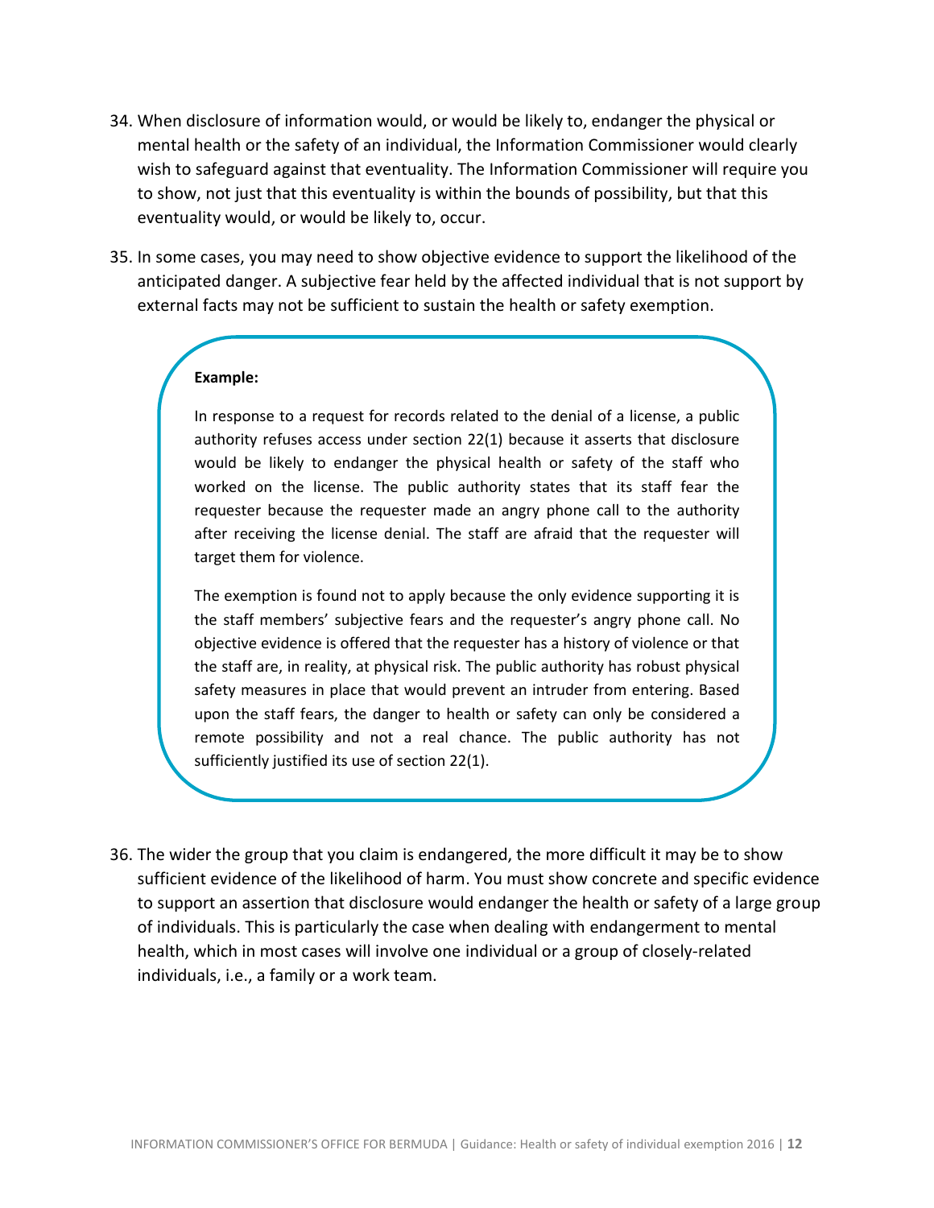34. When disclosure of information would, or would be likely to, endanger the physical or mental health or the safety of an individual, the Information Commissioner would clearly wish to safeguard against that eventuality. The Information Commissioner will require you to show, not just that this eventuality is within the bounds of possibility, but that this eventuality would, or would be likely to, occur.

35. In some cases, you may need to show objective evidence to support the likelihood of the anticipated danger. A subjective fear held by the affected individual that is not support by external facts may not be sufficient to sustain the health or safety exemption.

> **Example:**
>
> In response to a request for records related to the denial of a license, a public authority refuses access under section 22(1) because it asserts that disclosure would be likely to endanger the physical health or safety of the staff who worked on the license. The public authority states that its staff fear the requester because the requester made an angry phone call to the authority after receiving the license denial. The staff are afraid that the requester will target them for violence.
>
> The exemption is found not to apply because the only evidence supporting it is the staff members' subjective fears and the requester's angry phone call. No objective evidence is offered that the requester has a history of violence or that the staff are, in reality, at physical risk. The public authority has robust physical safety measures in place that would prevent an intruder from entering. Based upon the staff fears, the danger to health or safety can only be considered a remote possibility and not a real chance. The public authority has not sufficiently justified its use of section 22(1).

36. The wider the group that you claim is endangered, the more difficult it may be to show sufficient evidence of the likelihood of harm. You must show concrete and specific evidence to support an assertion that disclosure would endanger the health or safety of a large group of individuals. This is particularly the case when dealing with endangerment to mental health, which in most cases will involve one individual or a group of closely-related individuals, i.e., a family or a work team.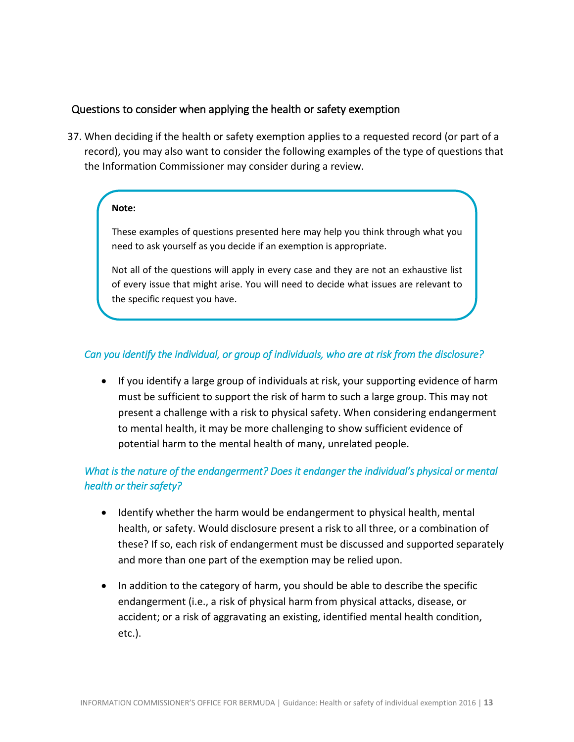## Questions to consider when applying the health or safety exemption

37. When deciding if the health or safety exemption applies to a requested record (or part of a record), you may also want to consider the following examples of the type of questions that the Information Commissioner may consider during a review.

> **Note:**
>
> These examples of questions presented here may help you think through what you need to ask yourself as you decide if an exemption is appropriate.
>
> Not all of the questions will apply in every case and they are not an exhaustive list of every issue that might arise. You will need to decide what issues are relevant to the specific request you have.

*Can you identify the individual, or group of individuals, who are at risk from the disclosure?*

- If you identify a large group of individuals at risk, your supporting evidence of harm must be sufficient to support the risk of harm to such a large group. This may not present a challenge with a risk to physical safety. When considering endangerment to mental health, it may be more challenging to show sufficient evidence of potential harm to the mental health of many, unrelated people.

*What is the nature of the endangerment? Does it endanger the individual's physical or mental health or their safety?*

- Identify whether the harm would be endangerment to physical health, mental health, or safety. Would disclosure present a risk to all three, or a combination of these? If so, each risk of endangerment must be discussed and supported separately and more than one part of the exemption may be relied upon.
- In addition to the category of harm, you should be able to describe the specific endangerment (i.e., a risk of physical harm from physical attacks, disease, or accident; or a risk of aggravating an existing, identified mental health condition, etc.).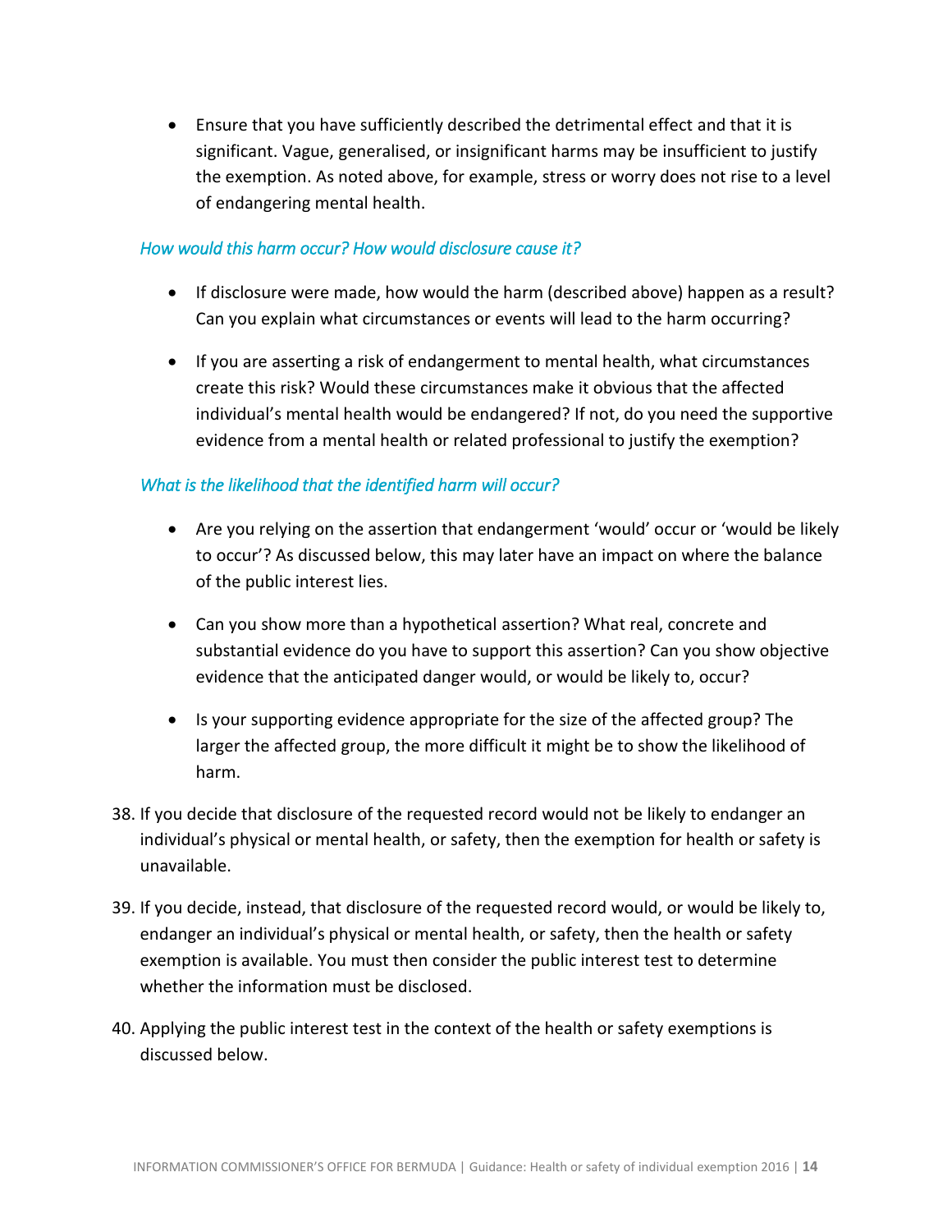- Ensure that you have sufficiently described the detrimental effect and that it is significant. Vague, generalised, or insignificant harms may be insufficient to justify the exemption. As noted above, for example, stress or worry does not rise to a level of endangering mental health.

*How would this harm occur? How would disclosure cause it?*

- If disclosure were made, how would the harm (described above) happen as a result? Can you explain what circumstances or events will lead to the harm occurring?

- If you are asserting a risk of endangerment to mental health, what circumstances create this risk? Would these circumstances make it obvious that the affected individual's mental health would be endangered? If not, do you need the supportive evidence from a mental health or related professional to justify the exemption?

*What is the likelihood that the identified harm will occur?*

- Are you relying on the assertion that endangerment 'would' occur or 'would be likely to occur'? As discussed below, this may later have an impact on where the balance of the public interest lies.

- Can you show more than a hypothetical assertion? What real, concrete and substantial evidence do you have to support this assertion? Can you show objective evidence that the anticipated danger would, or would be likely to, occur?

- Is your supporting evidence appropriate for the size of the affected group? The larger the affected group, the more difficult it might be to show the likelihood of harm.

38. If you decide that disclosure of the requested record would not be likely to endanger an individual's physical or mental health, or safety, then the exemption for health or safety is unavailable.

39. If you decide, instead, that disclosure of the requested record would, or would be likely to, endanger an individual's physical or mental health, or safety, then the health or safety exemption is available. You must then consider the public interest test to determine whether the information must be disclosed.

40. Applying the public interest test in the context of the health or safety exemptions is discussed below.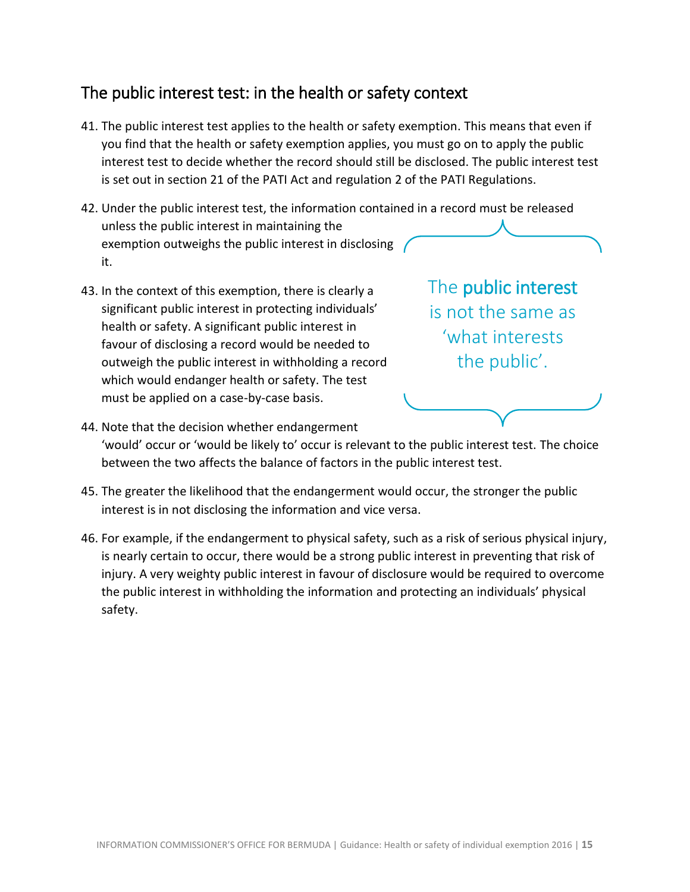## The public interest test: in the health or safety context

41. The public interest test applies to the health or safety exemption. This means that even if you find that the health or safety exemption applies, you must go on to apply the public interest test to decide whether the record should still be disclosed. The public interest test is set out in section 21 of the PATI Act and regulation 2 of the PATI Regulations.

42. Under the public interest test, the information contained in a record must be released unless the public interest in maintaining the exemption outweighs the public interest in disclosing it.

43. In the context of this exemption, there is clearly a significant public interest in protecting individuals' health or safety. A significant public interest in favour of disclosing a record would be needed to outweigh the public interest in withholding a record which would endanger health or safety. The test must be applied on a case-by-case basis.

> The **public interest** is not the same as 'what interests the public'.

44. Note that the decision whether endangerment 'would' occur or 'would be likely to' occur is relevant to the public interest test. The choice between the two affects the balance of factors in the public interest test.

45. The greater the likelihood that the endangerment would occur, the stronger the public interest is in not disclosing the information and vice versa.

46. For example, if the endangerment to physical safety, such as a risk of serious physical injury, is nearly certain to occur, there would be a strong public interest in preventing that risk of injury. A very weighty public interest in favour of disclosure would be required to overcome the public interest in withholding the information and protecting an individuals' physical safety.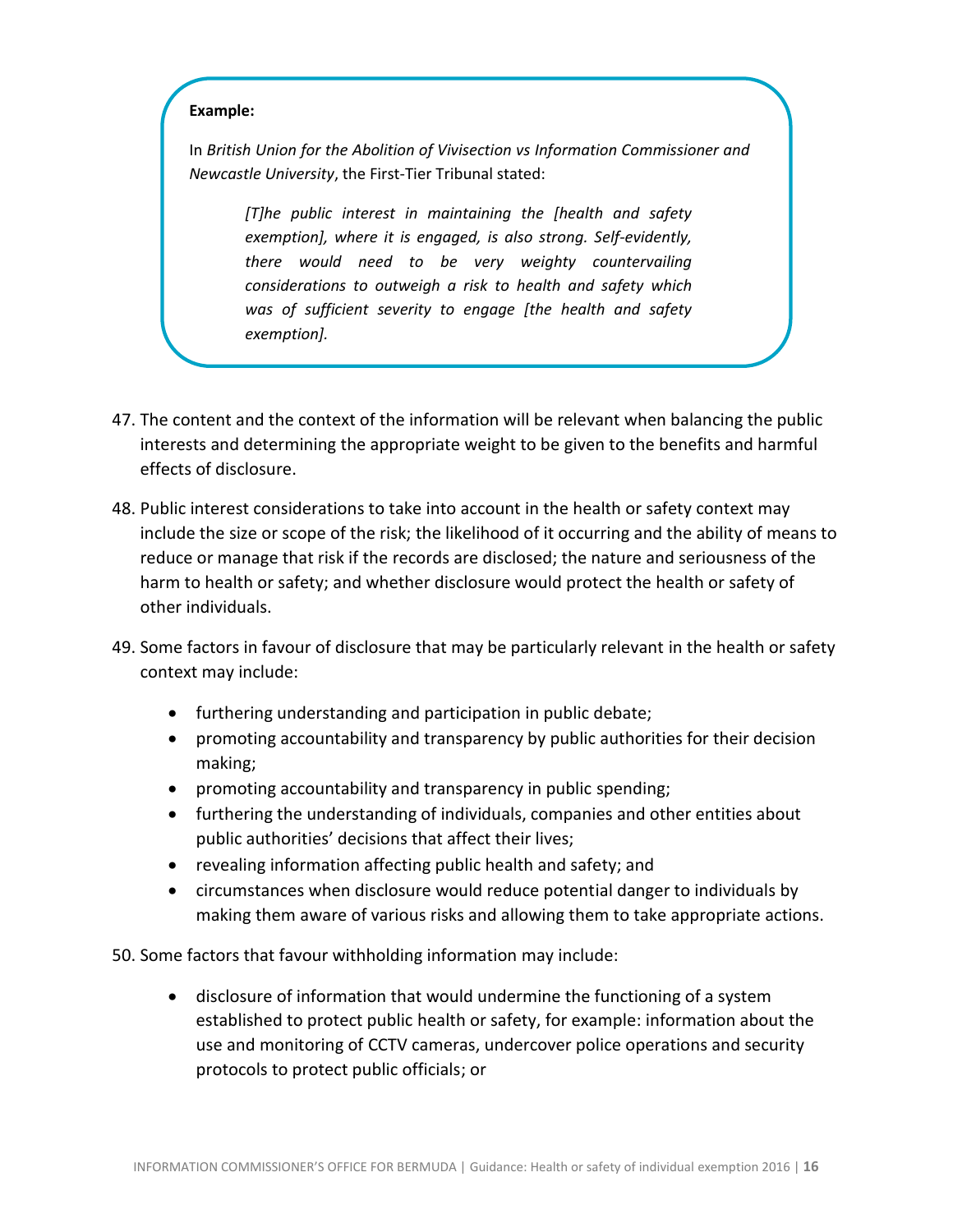**Example:**

In *British Union for the Abolition of Vivisection vs Information Commissioner and Newcastle University*, the First-Tier Tribunal stated:

> *[T]he public interest in maintaining the [health and safety exemption], where it is engaged, is also strong. Self-evidently, there would need to be very weighty countervailing considerations to outweigh a risk to health and safety which was of sufficient severity to engage [the health and safety exemption].*

47. The content and the context of the information will be relevant when balancing the public interests and determining the appropriate weight to be given to the benefits and harmful effects of disclosure.

48. Public interest considerations to take into account in the health or safety context may include the size or scope of the risk; the likelihood of it occurring and the ability of means to reduce or manage that risk if the records are disclosed; the nature and seriousness of the harm to health or safety; and whether disclosure would protect the health or safety of other individuals.

49. Some factors in favour of disclosure that may be particularly relevant in the health or safety context may include:

   - furthering understanding and participation in public debate;
   - promoting accountability and transparency by public authorities for their decision making;
   - promoting accountability and transparency in public spending;
   - furthering the understanding of individuals, companies and other entities about public authorities' decisions that affect their lives;
   - revealing information affecting public health and safety; and
   - circumstances when disclosure would reduce potential danger to individuals by making them aware of various risks and allowing them to take appropriate actions.

50. Some factors that favour withholding information may include:

   - disclosure of information that would undermine the functioning of a system established to protect public health or safety, for example: information about the use and monitoring of CCTV cameras, undercover police operations and security protocols to protect public officials; or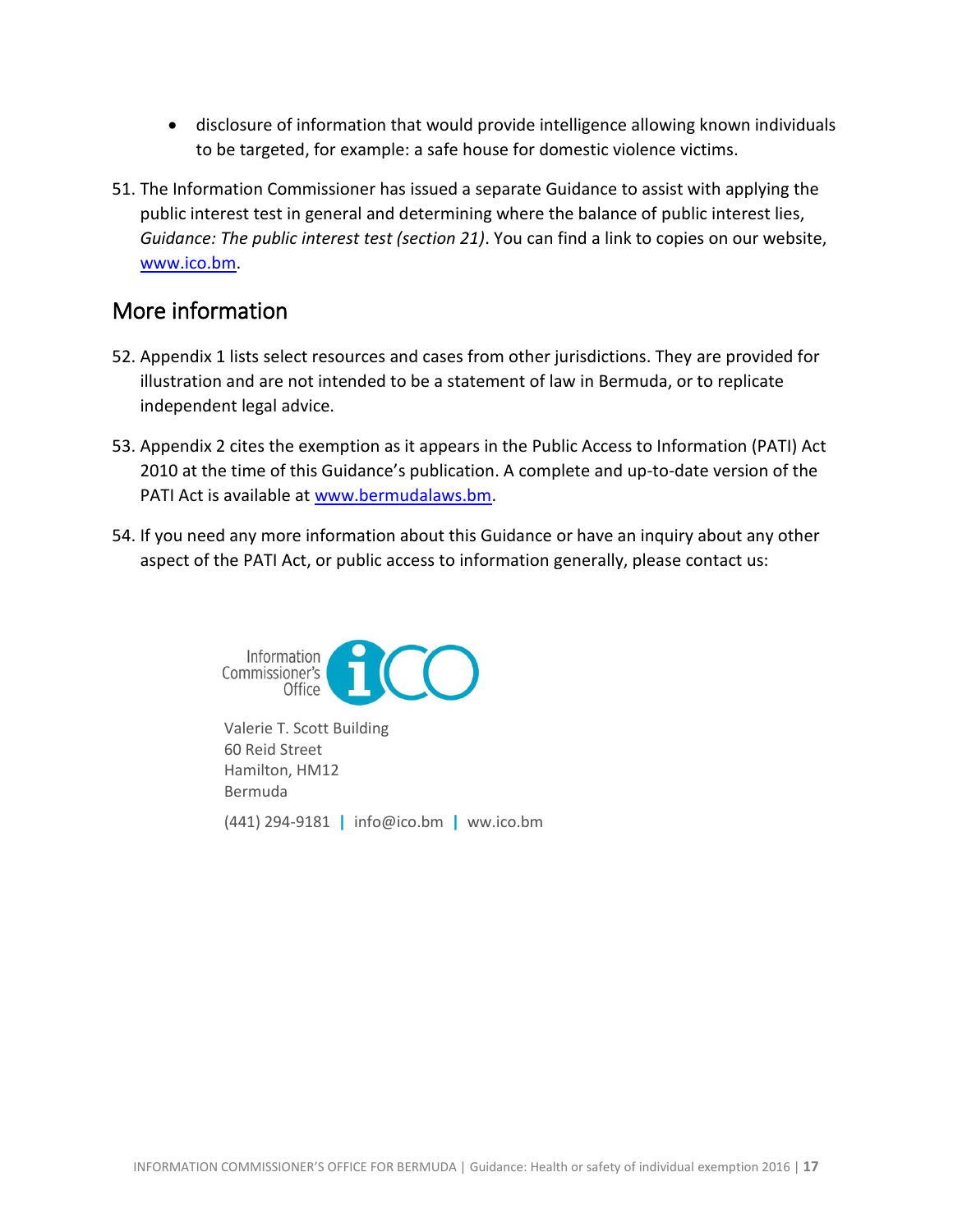- disclosure of information that would provide intelligence allowing known individuals to be targeted, for example: a safe house for domestic violence victims.

51. The Information Commissioner has issued a separate Guidance to assist with applying the public interest test in general and determining where the balance of public interest lies, *Guidance: The public interest test (section 21)*. You can find a link to copies on our website, www.ico.bm.

## More information

52. Appendix 1 lists select resources and cases from other jurisdictions. They are provided for illustration and are not intended to be a statement of law in Bermuda, or to replicate independent legal advice.

53. Appendix 2 cites the exemption as it appears in the Public Access to Information (PATI) Act 2010 at the time of this Guidance's publication. A complete and up-to-date version of the PATI Act is available at www.bermudalaws.bm.

54. If you need any more information about this Guidance or have an inquiry about any other aspect of the PATI Act, or public access to information generally, please contact us:

Information Commissioner's Office

Valerie T. Scott Building
60 Reid Street
Hamilton, HM12
Bermuda

(441) 294-9181 | info@ico.bm | ww.ico.bm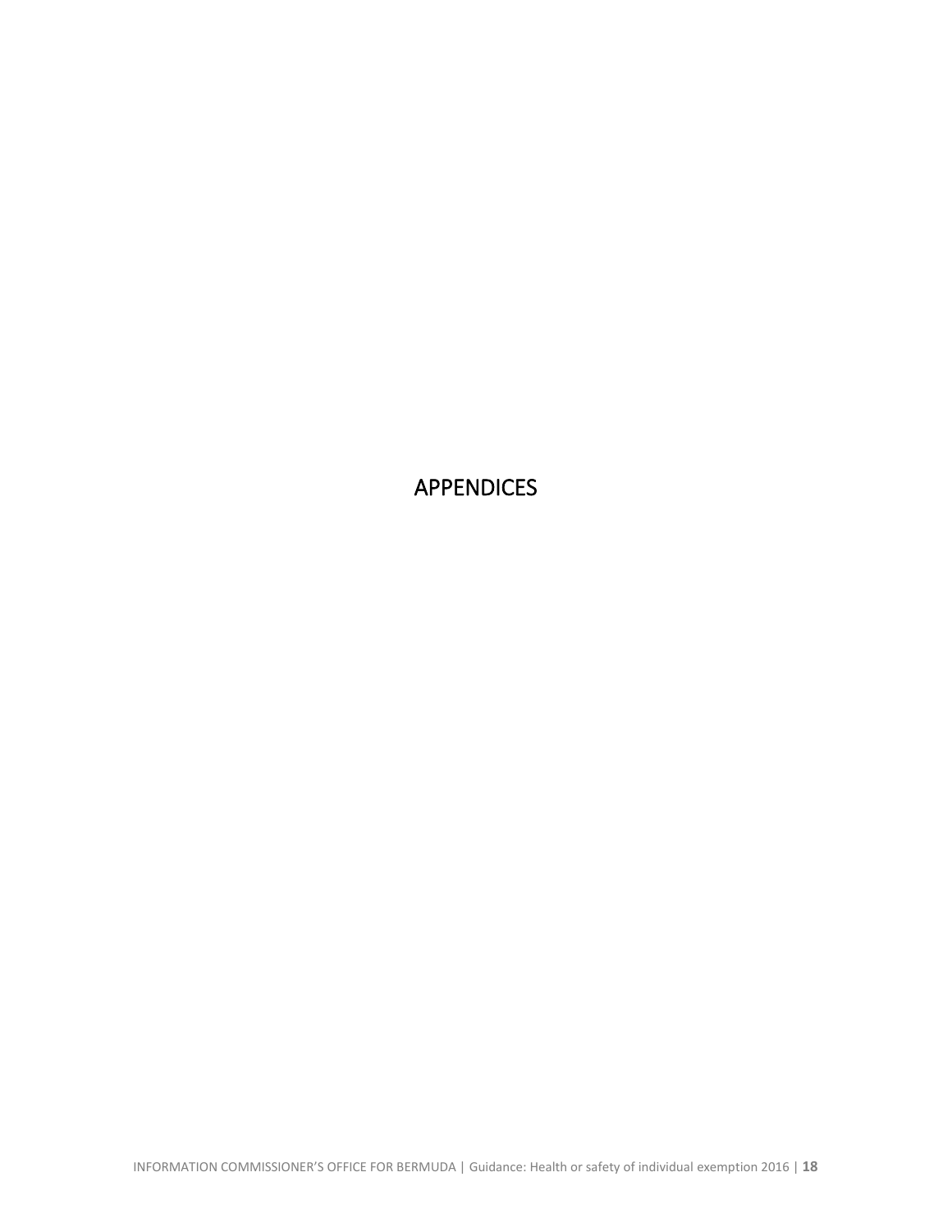# APPENDICES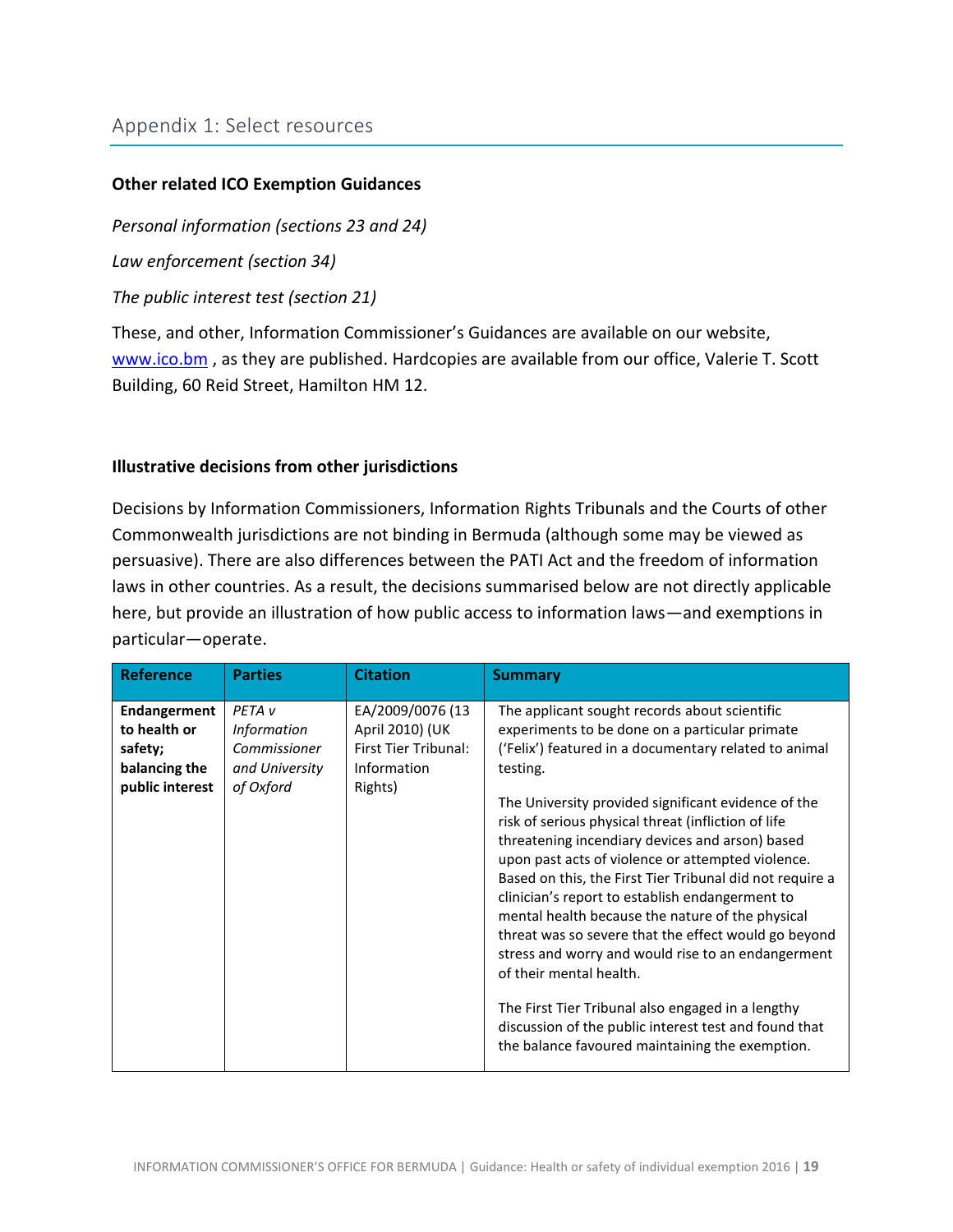## Appendix 1: Select resources

**Other related ICO Exemption Guidances**

*Personal information (sections 23 and 24)*

*Law enforcement (section 34)*

*The public interest test (section 21)*

These, and other, Information Commissioner's Guidances are available on our website, www.ico.bm , as they are published. Hardcopies are available from our office, Valerie T. Scott Building, 60 Reid Street, Hamilton HM 12.

**Illustrative decisions from other jurisdictions**

Decisions by Information Commissioners, Information Rights Tribunals and the Courts of other Commonwealth jurisdictions are not binding in Bermuda (although some may be viewed as persuasive). There are also differences between the PATI Act and the freedom of information laws in other countries. As a result, the decisions summarised below are not directly applicable here, but provide an illustration of how public access to information laws—and exemptions in particular—operate.

| Reference | Parties | Citation | Summary |
| --- | --- | --- | --- |
| **Endangerment to health or safety; balancing the public interest** | *PETA v Information Commissioner and University of Oxford* | EA/2009/0076 (13 April 2010) (UK First Tier Tribunal: Information Rights) | The applicant sought records about scientific experiments to be done on a particular primate ('Felix') featured in a documentary related to animal testing.<br><br>The University provided significant evidence of the risk of serious physical threat (infliction of life threatening incendiary devices and arson) based upon past acts of violence or attempted violence. Based on this, the First Tier Tribunal did not require a clinician's report to establish endangerment to mental health because the nature of the physical threat was so severe that the effect would go beyond stress and worry and would rise to an endangerment of their mental health.<br><br>The First Tier Tribunal also engaged in a lengthy discussion of the public interest test and found that the balance favoured maintaining the exemption. |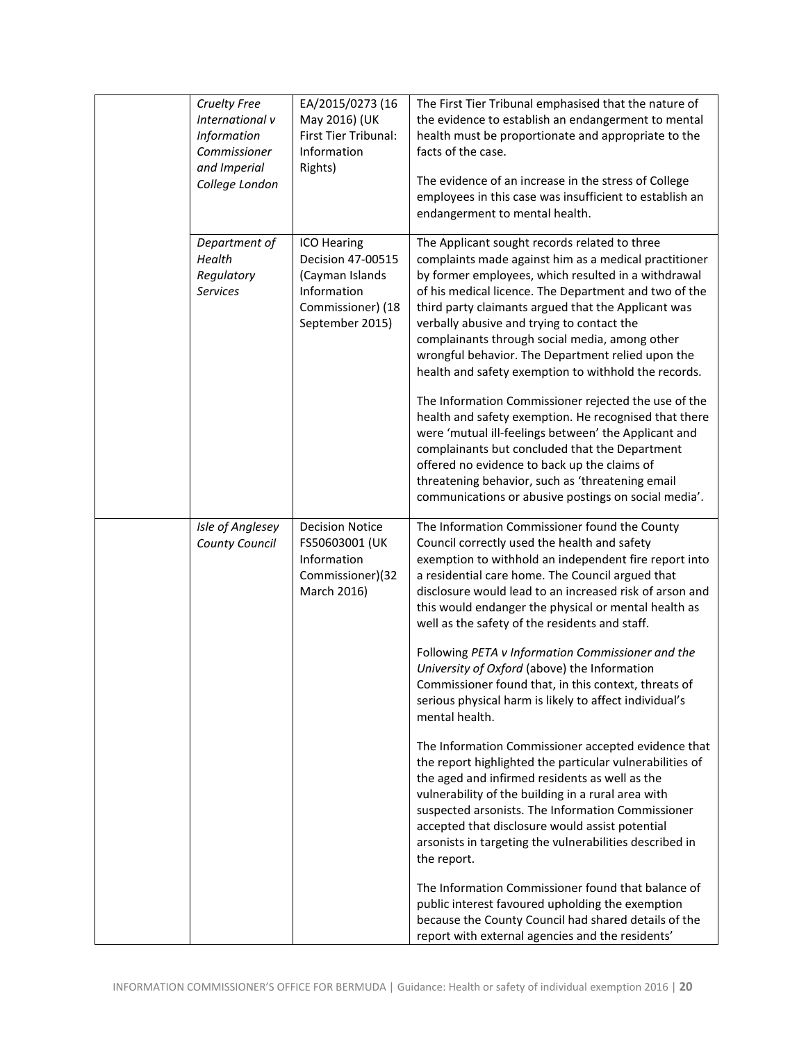|  |  |  |  |
|---|---|---|---|
|  | *Cruelty Free International v Information Commissioner and Imperial College London* | EA/2015/0273 (16 May 2016) (UK First Tier Tribunal: Information Rights) | The First Tier Tribunal emphasised that the nature of the evidence to establish an endangerment to mental health must be proportionate and appropriate to the facts of the case.<br><br>The evidence of an increase in the stress of College employees in this case was insufficient to establish an endangerment to mental health. |
|  | *Department of Health Regulatory Services* | ICO Hearing Decision 47-00515 (Cayman Islands Information Commissioner) (18 September 2015) | The Applicant sought records related to three complaints made against him as a medical practitioner by former employees, which resulted in a withdrawal of his medical licence. The Department and two of the third party claimants argued that the Applicant was verbally abusive and trying to contact the complainants through social media, among other wrongful behavior. The Department relied upon the health and safety exemption to withhold the records.<br><br>The Information Commissioner rejected the use of the health and safety exemption. He recognised that there were 'mutual ill-feelings between' the Applicant and complainants but concluded that the Department offered no evidence to back up the claims of threatening behavior, such as 'threatening email communications or abusive postings on social media'. |
|  | *Isle of Anglesey County Council* | Decision Notice FS50603001 (UK Information Commissioner)(32 March 2016) | The Information Commissioner found the County Council correctly used the health and safety exemption to withhold an independent fire report into a residential care home. The Council argued that disclosure would lead to an increased risk of arson and this would endanger the physical or mental health as well as the safety of the residents and staff.<br><br>Following *PETA v Information Commissioner and the University of Oxford* (above) the Information Commissioner found that, in this context, threats of serious physical harm is likely to affect individual's mental health.<br><br>The Information Commissioner accepted evidence that the report highlighted the particular vulnerabilities of the aged and infirmed residents as well as the vulnerability of the building in a rural area with suspected arsonists. The Information Commissioner accepted that disclosure would assist potential arsonists in targeting the vulnerabilities described in the report.<br><br>The Information Commissioner found that balance of public interest favoured upholding the exemption because the County Council had shared details of the report with external agencies and the residents' |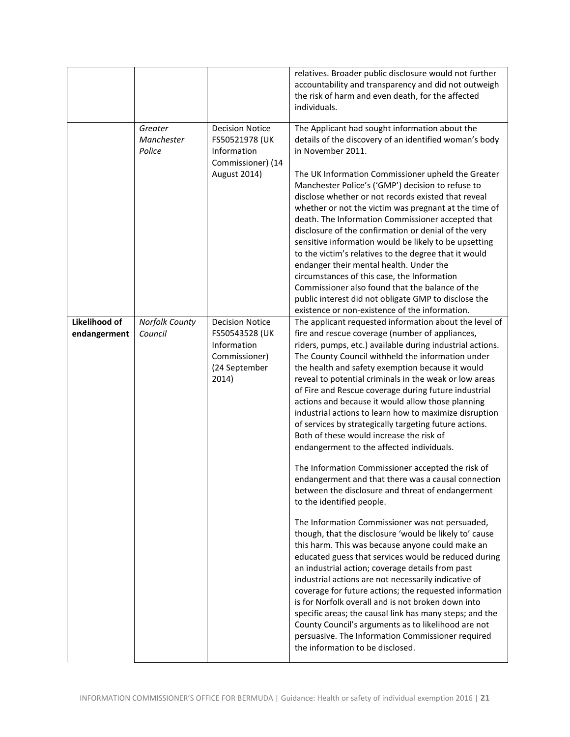| | | | |
|---|---|---|---|
| | | | relatives. Broader public disclosure would not further accountability and transparency and did not outweigh the risk of harm and even death, for the affected individuals. |
| | *Greater Manchester Police* | Decision Notice FS50521978 (UK Information Commissioner) (14 August 2014) | The Applicant had sought information about the details of the discovery of an identified woman's body in November 2011.<br><br>The UK Information Commissioner upheld the Greater Manchester Police's ('GMP') decision to refuse to disclose whether or not records existed that reveal whether or not the victim was pregnant at the time of death. The Information Commissioner accepted that disclosure of the confirmation or denial of the very sensitive information would be likely to be upsetting to the victim's relatives to the degree that it would endanger their mental health. Under the circumstances of this case, the Information Commissioner also found that the balance of the public interest did not obligate GMP to disclose the existence or non-existence of the information. |
| **Likelihood of endangerment** | *Norfolk County Council* | Decision Notice FS50543528 (UK Information Commissioner) (24 September 2014) | The applicant requested information about the level of fire and rescue coverage (number of appliances, riders, pumps, etc.) available during industrial actions. The County Council withheld the information under the health and safety exemption because it would reveal to potential criminals in the weak or low areas of Fire and Rescue coverage during future industrial actions and because it would allow those planning industrial actions to learn how to maximize disruption of services by strategically targeting future actions. Both of these would increase the risk of endangerment to the affected individuals.<br><br>The Information Commissioner accepted the risk of endangerment and that there was a causal connection between the disclosure and threat of endangerment to the identified people.<br><br>The Information Commissioner was not persuaded, though, that the disclosure 'would be likely to' cause this harm. This was because anyone could make an educated guess that services would be reduced during an industrial action; coverage details from past industrial actions are not necessarily indicative of coverage for future actions; the requested information is for Norfolk overall and is not broken down into specific areas; the causal link has many steps; and the County Council's arguments as to likelihood are not persuasive. The Information Commissioner required the information to be disclosed. |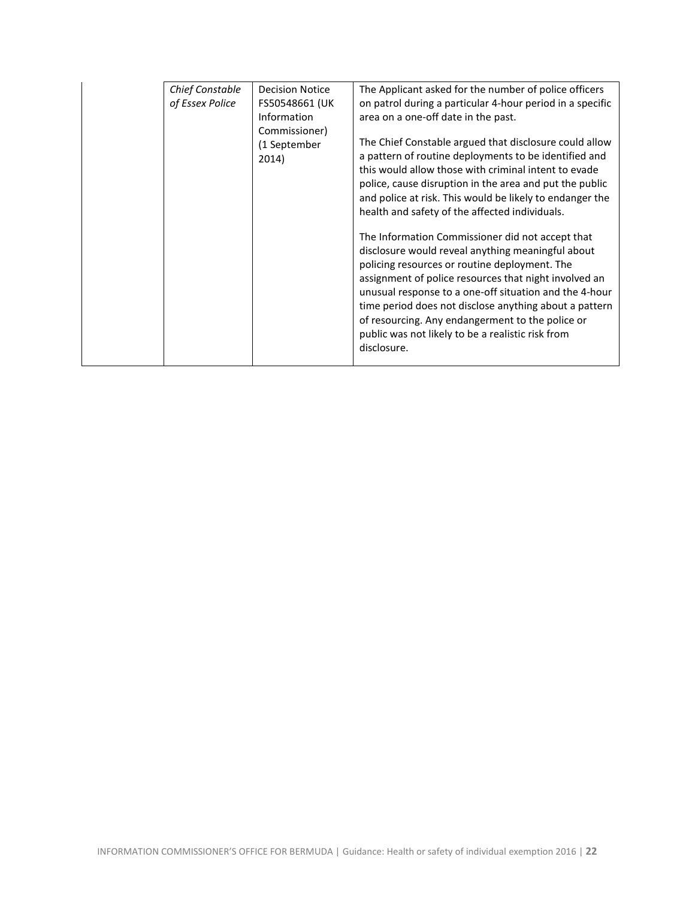| | | | |
|---|---|---|---|
| | *Chief Constable of Essex Police* | Decision Notice FS50548661 (UK Information Commissioner) (1 September 2014) | The Applicant asked for the number of police officers on patrol during a particular 4-hour period in a specific area on a one-off date in the past.<br><br>The Chief Constable argued that disclosure could allow a pattern of routine deployments to be identified and this would allow those with criminal intent to evade police, cause disruption in the area and put the public and police at risk. This would be likely to endanger the health and safety of the affected individuals.<br><br>The Information Commissioner did not accept that disclosure would reveal anything meaningful about policing resources or routine deployment. The assignment of police resources that night involved an unusual response to a one-off situation and the 4-hour time period does not disclose anything about a pattern of resourcing. Any endangerment to the police or public was not likely to be a realistic risk from disclosure. |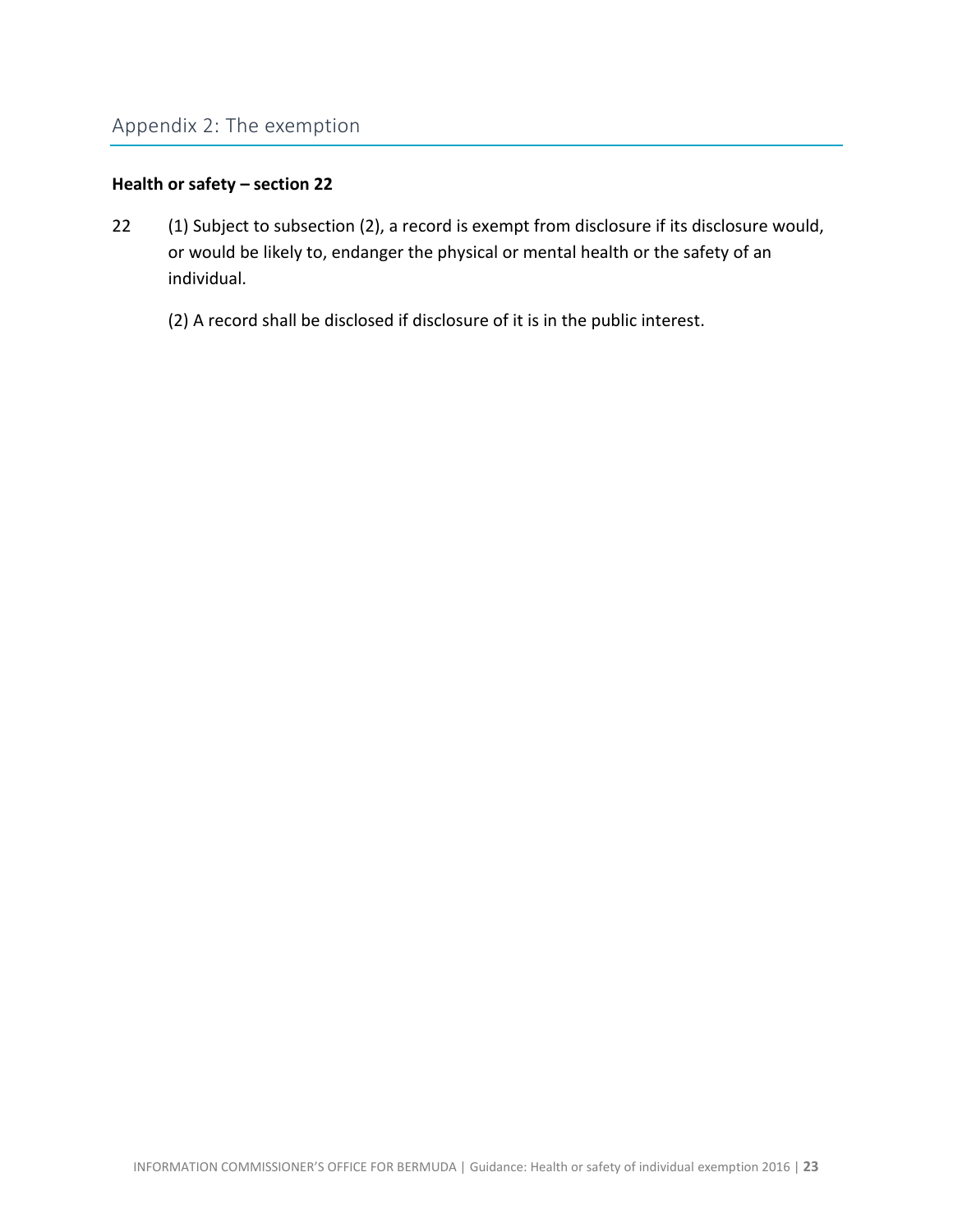## Appendix 2: The exemption

**Health or safety – section 22**

22 (1) Subject to subsection (2), a record is exempt from disclosure if its disclosure would, or would be likely to, endanger the physical or mental health or the safety of an individual.

(2) A record shall be disclosed if disclosure of it is in the public interest.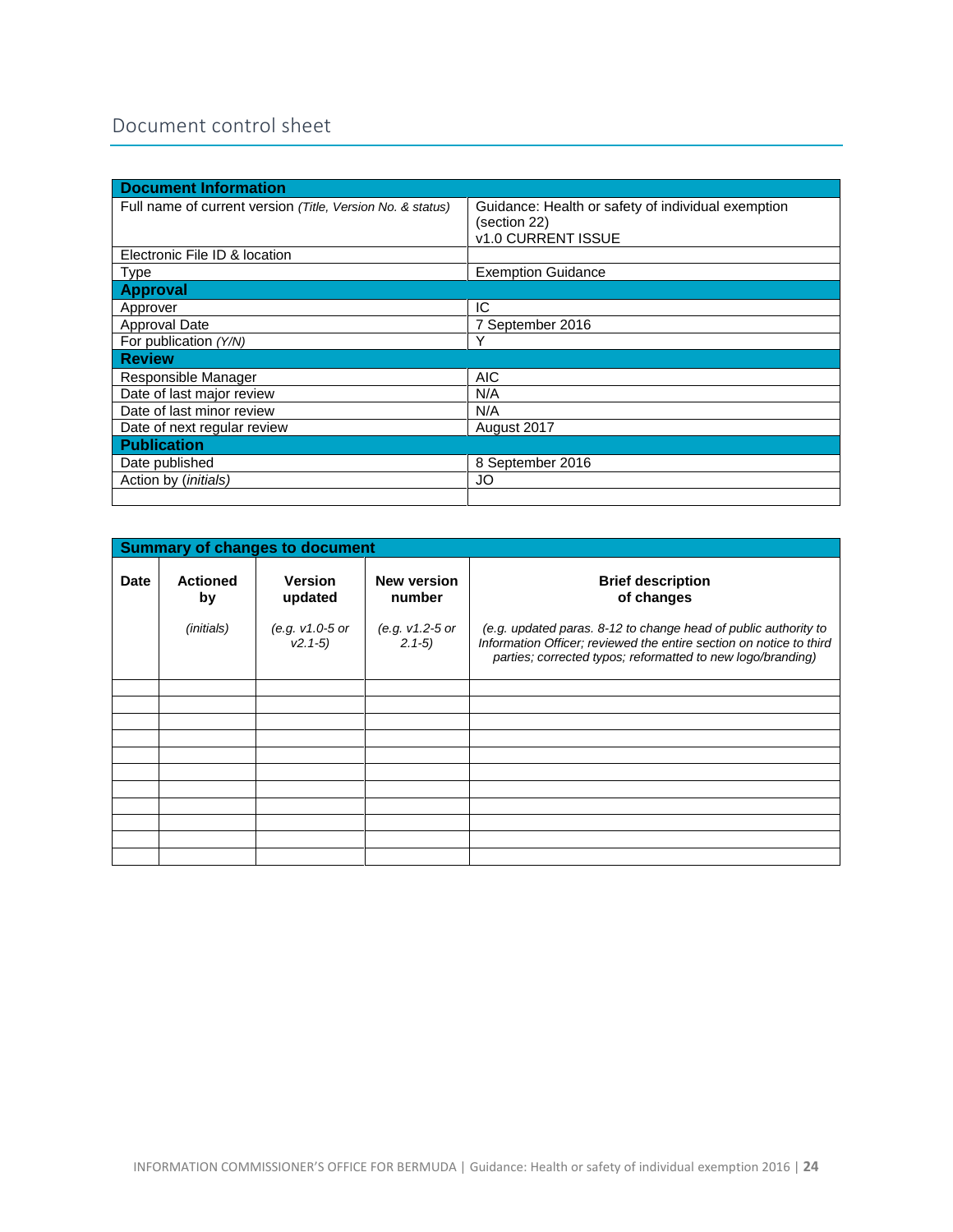## Document control sheet

| Document Information | |
|---|---|
| Full name of current version *(Title, Version No. & status)* | Guidance: Health or safety of individual exemption (section 22)<br>v1.0 CURRENT ISSUE |
| Electronic File ID & location | |
| Type | Exemption Guidance |
| **Approval** | |
| Approver | IC |
| Approval Date | 7 September 2016 |
| For publication *(Y/N)* | Y |
| **Review** | |
| Responsible Manager | AIC |
| Date of last major review | N/A |
| Date of last minor review | N/A |
| Date of next regular review | August 2017 |
| **Publication** | |
| Date published | 8 September 2016 |
| Action by (*initials*) | JO |
| | |

| Summary of changes to document | | | | |
|---|---|---|---|---|
| **Date** | **Actioned by**<br>*(initials)* | **Version updated**<br>*(e.g. v1.0-5 or v2.1-5)* | **New version number**<br>*(e.g. v1.2-5 or 2.1-5)* | **Brief description of changes**<br>*(e.g. updated paras. 8-12 to change head of public authority to Information Officer; reviewed the entire section on notice to third parties; corrected typos; reformatted to new logo/branding)* |
| | | | | |
| | | | | |
| | | | | |
| | | | | |
| | | | | |
| | | | | |
| | | | | |
| | | | | |
| | | | | |
| | | | | |
| | | | | |